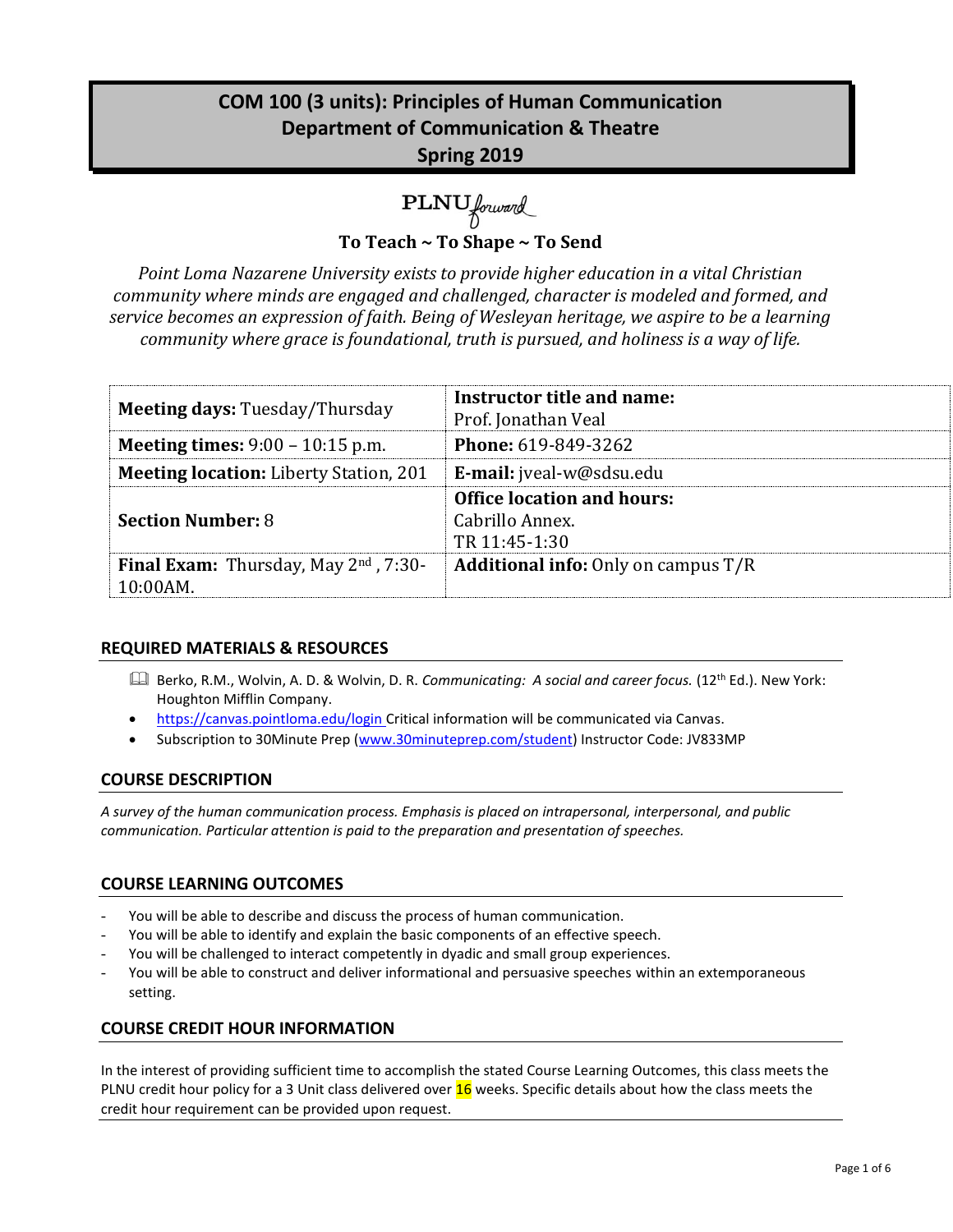# COM 100 (3 units): Principles of Human Communication
## Department of Communication & Theatre
## Spring 2019

PLNU forward

**To Teach ~ To Shape ~ To Send**

*Point Loma Nazarene University exists to provide higher education in a vital Christian community where minds are engaged and challenged, character is modeled and formed, and service becomes an expression of faith. Being of Wesleyan heritage, we aspire to be a learning community where grace is foundational, truth is pursued, and holiness is a way of life.*

| | |
|---|---|
| **Meeting days:** Tuesday/Thursday | **Instructor title and name:** Prof. Jonathan Veal |
| **Meeting times:** 9:00 – 10:15 p.m. | **Phone:** 619-849-3262 |
| **Meeting location:** Liberty Station, 201 | **E-mail:** jveal-w@sdsu.edu |
| **Section Number:** 8 | **Office location and hours:** Cabrillo Annex. TR 11:45-1:30 |
| **Final Exam:** Thursday, May 2nd , 7:30-10:00AM. | **Additional info:** Only on campus T/R |

## REQUIRED MATERIALS & RESOURCES

- Berko, R.M., Wolvin, A. D. & Wolvin, D. R. *Communicating: A social and career focus.* (12th Ed.). New York: Houghton Mifflin Company.
- https://canvas.pointloma.edu/login Critical information will be communicated via Canvas.
- Subscription to 30Minute Prep (www.30minuteprep.com/student) Instructor Code: JV833MP

## COURSE DESCRIPTION

*A survey of the human communication process. Emphasis is placed on intrapersonal, interpersonal, and public communication. Particular attention is paid to the preparation and presentation of speeches.*

## COURSE LEARNING OUTCOMES

- You will be able to describe and discuss the process of human communication.
- You will be able to identify and explain the basic components of an effective speech.
- You will be challenged to interact competently in dyadic and small group experiences.
- You will be able to construct and deliver informational and persuasive speeches within an extemporaneous setting.

## COURSE CREDIT HOUR INFORMATION

In the interest of providing sufficient time to accomplish the stated Course Learning Outcomes, this class meets the PLNU credit hour policy for a 3 Unit class delivered over 16 weeks. Specific details about how the class meets the credit hour requirement can be provided upon request.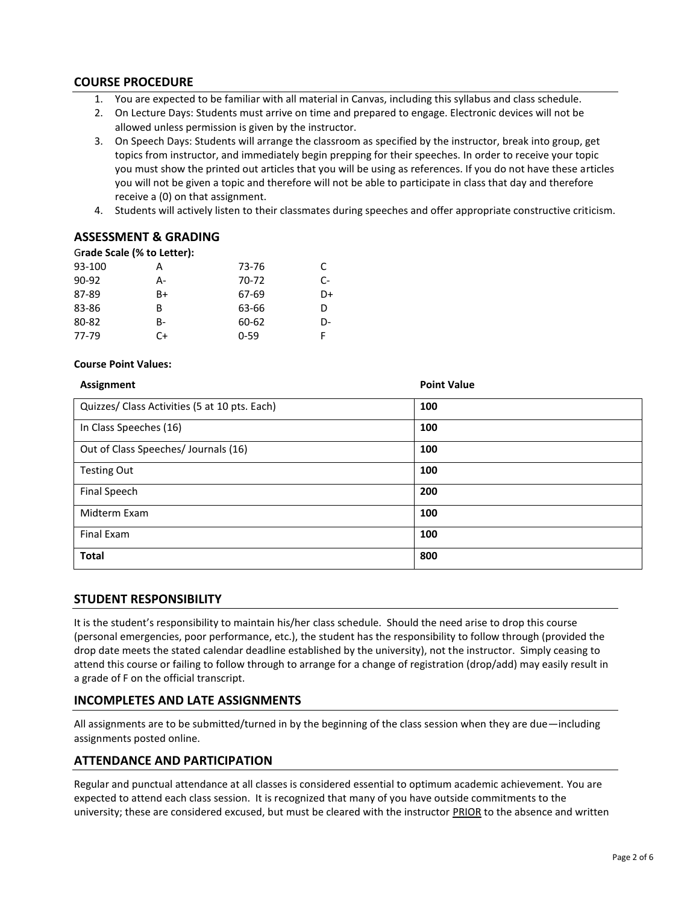## COURSE PROCEDURE

1. You are expected to be familiar with all material in Canvas, including this syllabus and class schedule.
2. On Lecture Days: Students must arrive on time and prepared to engage. Electronic devices will not be allowed unless permission is given by the instructor.
3. On Speech Days: Students will arrange the classroom as specified by the instructor, break into group, get topics from instructor, and immediately begin prepping for their speeches. In order to receive your topic you must show the printed out articles that you will be using as references. If you do not have these articles you will not be given a topic and therefore will not be able to participate in class that day and therefore receive a (0) on that assignment.
4. Students will actively listen to their classmates during speeches and offer appropriate constructive criticism.

## ASSESSMENT & GRADING

**Grade Scale (% to Letter):**

| | | | |
|---|---|---|---|
| 93-100 | A | 73-76 | C |
| 90-92 | A- | 70-72 | C- |
| 87-89 | B+ | 67-69 | D+ |
| 83-86 | B | 63-66 | D |
| 80-82 | B- | 60-62 | D- |
| 77-79 | C+ | 0-59 | F |

**Course Point Values:**

| Assignment | Point Value |
|---|---|
| Quizzes/ Class Activities (5 at 10 pts. Each) | **100** |
| In Class Speeches (16) | **100** |
| Out of Class Speeches/ Journals (16) | **100** |
| Testing Out | **100** |
| Final Speech | **200** |
| Midterm Exam | **100** |
| Final Exam | **100** |
| **Total** | **800** |

## STUDENT RESPONSIBILITY

It is the student's responsibility to maintain his/her class schedule. Should the need arise to drop this course (personal emergencies, poor performance, etc.), the student has the responsibility to follow through (provided the drop date meets the stated calendar deadline established by the university), not the instructor. Simply ceasing to attend this course or failing to follow through to arrange for a change of registration (drop/add) may easily result in a grade of F on the official transcript.

## INCOMPLETES AND LATE ASSIGNMENTS

All assignments are to be submitted/turned in by the beginning of the class session when they are due—including assignments posted online.

## ATTENDANCE AND PARTICIPATION

Regular and punctual attendance at all classes is considered essential to optimum academic achievement. You are expected to attend each class session. It is recognized that many of you have outside commitments to the university; these are considered excused, but must be cleared with the instructor PRIOR to the absence and written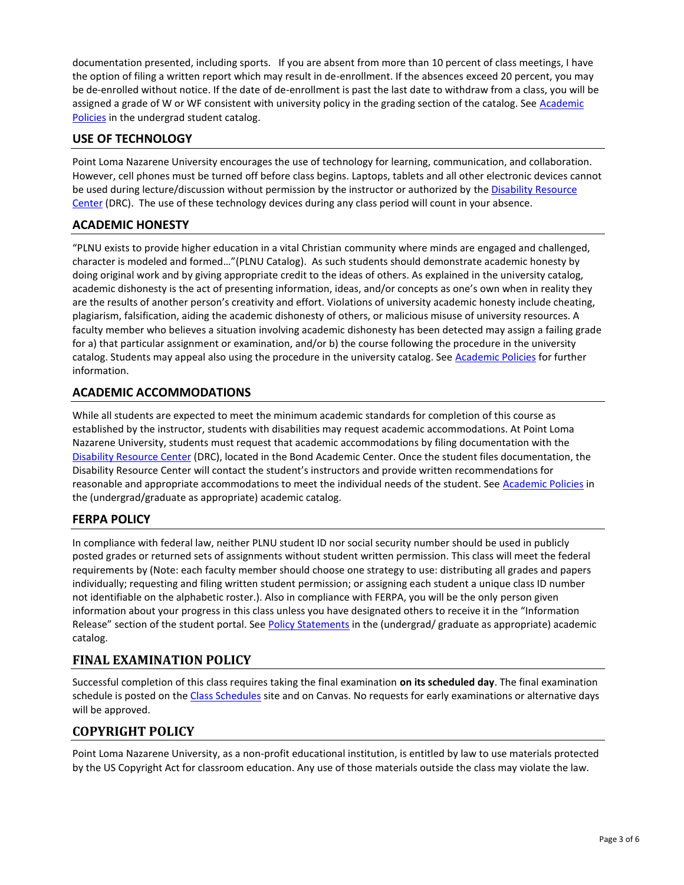documentation presented, including sports. If you are absent from more than 10 percent of class meetings, I have the option of filing a written report which may result in de-enrollment. If the absences exceed 20 percent, you may be de-enrolled without notice. If the date of de-enrollment is past the last date to withdraw from a class, you will be assigned a grade of W or WF consistent with university policy in the grading section of the catalog. See Academic Policies in the undergrad student catalog.

## USE OF TECHNOLOGY

Point Loma Nazarene University encourages the use of technology for learning, communication, and collaboration. However, cell phones must be turned off before class begins. Laptops, tablets and all other electronic devices cannot be used during lecture/discussion without permission by the instructor or authorized by the Disability Resource Center (DRC). The use of these technology devices during any class period will count in your absence.

## ACADEMIC HONESTY

"PLNU exists to provide higher education in a vital Christian community where minds are engaged and challenged, character is modeled and formed…"(PLNU Catalog). As such students should demonstrate academic honesty by doing original work and by giving appropriate credit to the ideas of others. As explained in the university catalog, academic dishonesty is the act of presenting information, ideas, and/or concepts as one's own when in reality they are the results of another person's creativity and effort. Violations of university academic honesty include cheating, plagiarism, falsification, aiding the academic dishonesty of others, or malicious misuse of university resources. A faculty member who believes a situation involving academic dishonesty has been detected may assign a failing grade for a) that particular assignment or examination, and/or b) the course following the procedure in the university catalog. Students may appeal also using the procedure in the university catalog. See Academic Policies for further information.

## ACADEMIC ACCOMMODATIONS

While all students are expected to meet the minimum academic standards for completion of this course as established by the instructor, students with disabilities may request academic accommodations. At Point Loma Nazarene University, students must request that academic accommodations by filing documentation with the Disability Resource Center (DRC), located in the Bond Academic Center. Once the student files documentation, the Disability Resource Center will contact the student's instructors and provide written recommendations for reasonable and appropriate accommodations to meet the individual needs of the student. See Academic Policies in the (undergrad/graduate as appropriate) academic catalog.

## FERPA POLICY

In compliance with federal law, neither PLNU student ID nor social security number should be used in publicly posted grades or returned sets of assignments without student written permission. This class will meet the federal requirements by (Note: each faculty member should choose one strategy to use: distributing all grades and papers individually; requesting and filing written student permission; or assigning each student a unique class ID number not identifiable on the alphabetic roster.). Also in compliance with FERPA, you will be the only person given information about your progress in this class unless you have designated others to receive it in the "Information Release" section of the student portal. See Policy Statements in the (undergrad/ graduate as appropriate) academic catalog.

## FINAL EXAMINATION POLICY

Successful completion of this class requires taking the final examination **on its scheduled day**. The final examination schedule is posted on the Class Schedules site and on Canvas. No requests for early examinations or alternative days will be approved.

## COPYRIGHT POLICY

Point Loma Nazarene University, as a non-profit educational institution, is entitled by law to use materials protected by the US Copyright Act for classroom education. Any use of those materials outside the class may violate the law.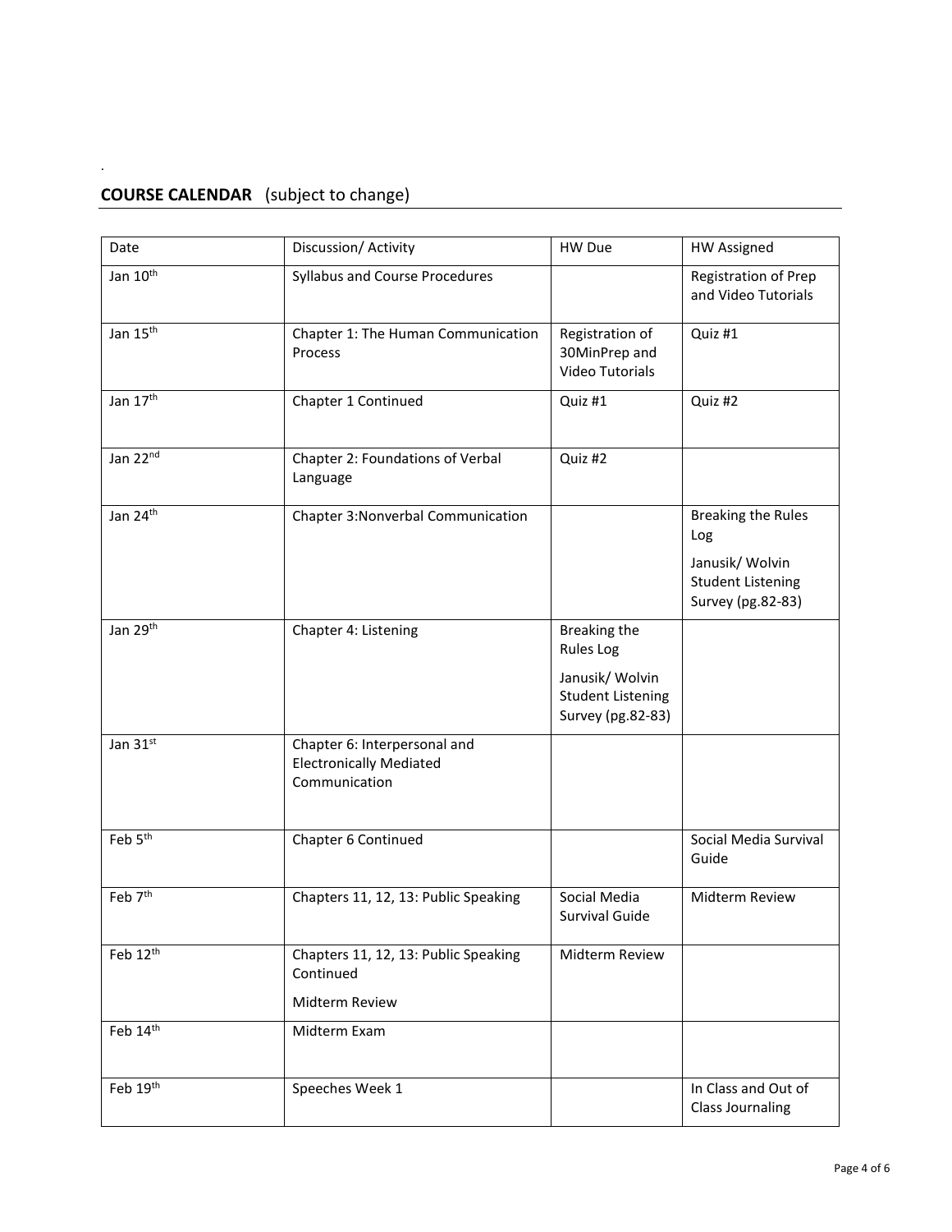**COURSE CALENDAR** (subject to change)

| Date | Discussion/ Activity | HW Due | HW Assigned |
|---|---|---|---|
| Jan 10th | Syllabus and Course Procedures | | Registration of Prep and Video Tutorials |
| Jan 15th | Chapter 1: The Human Communication Process | Registration of 30MinPrep and Video Tutorials | Quiz #1 |
| Jan 17th | Chapter 1 Continued | Quiz #1 | Quiz #2 |
| Jan 22nd | Chapter 2: Foundations of Verbal Language | Quiz #2 | |
| Jan 24th | Chapter 3:Nonverbal Communication | | Breaking the Rules Log<br><br>Janusik/ Wolvin Student Listening Survey (pg.82-83) |
| Jan 29th | Chapter 4: Listening | Breaking the Rules Log<br><br>Janusik/ Wolvin Student Listening Survey (pg.82-83) | |
| Jan 31st | Chapter 6: Interpersonal and Electronically Mediated Communication | | |
| Feb 5th | Chapter 6 Continued | | Social Media Survival Guide |
| Feb 7th | Chapters 11, 12, 13: Public Speaking | Social Media Survival Guide | Midterm Review |
| Feb 12th | Chapters 11, 12, 13: Public Speaking Continued<br><br>Midterm Review | Midterm Review | |
| Feb 14th | Midterm Exam | | |
| Feb 19th | Speeches Week 1 | | In Class and Out of Class Journaling |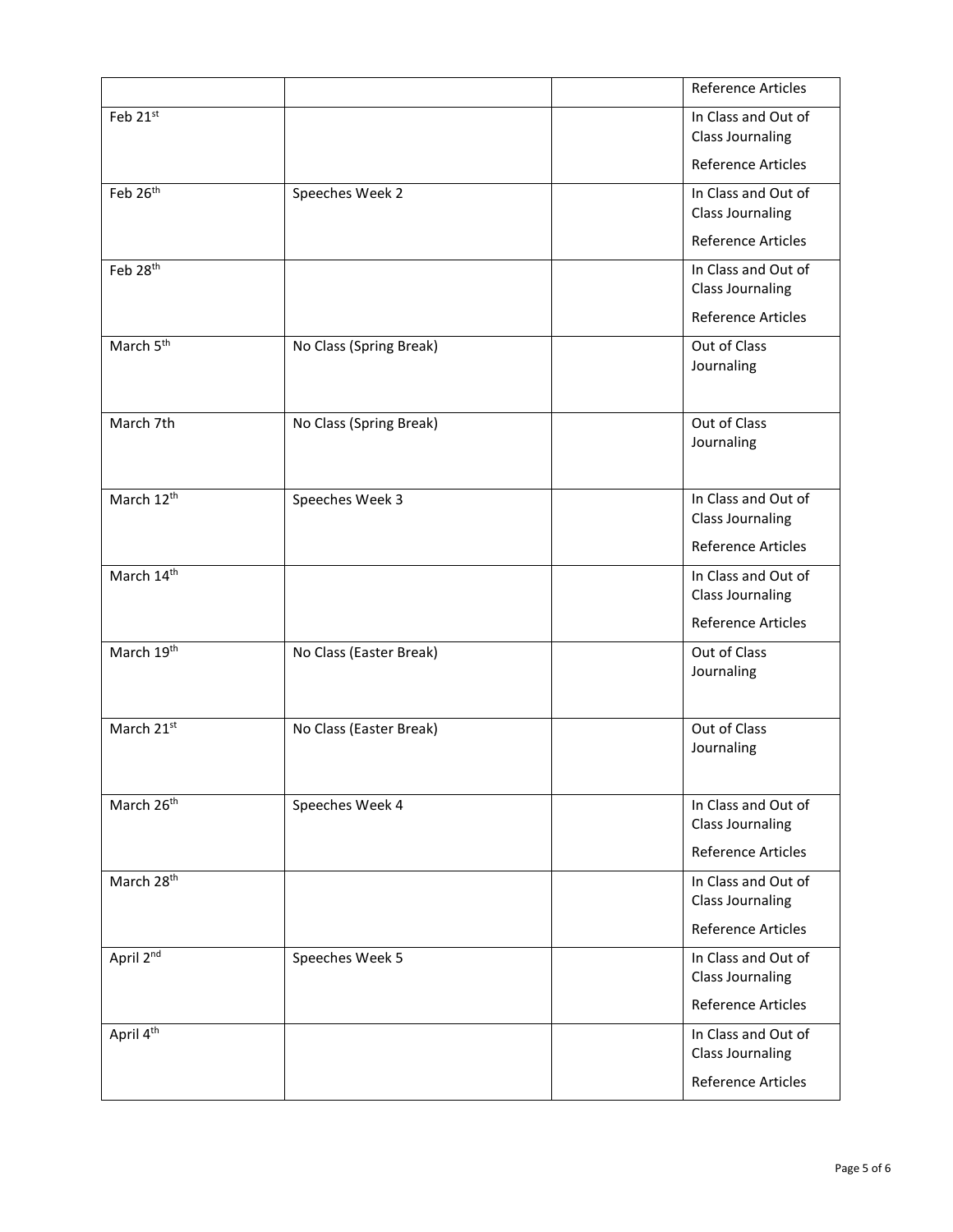| | | | |
|---|---|---|---|
| | | | Reference Articles |
| Feb 21st | | | In Class and Out of Class Journaling<br>Reference Articles |
| Feb 26th | Speeches Week 2 | | In Class and Out of Class Journaling<br>Reference Articles |
| Feb 28th | | | In Class and Out of Class Journaling<br>Reference Articles |
| March 5th | No Class (Spring Break) | | Out of Class Journaling |
| March 7th | No Class (Spring Break) | | Out of Class Journaling |
| March 12th | Speeches Week 3 | | In Class and Out of Class Journaling<br>Reference Articles |
| March 14th | | | In Class and Out of Class Journaling<br>Reference Articles |
| March 19th | No Class (Easter Break) | | Out of Class Journaling |
| March 21st | No Class (Easter Break) | | Out of Class Journaling |
| March 26th | Speeches Week 4 | | In Class and Out of Class Journaling<br>Reference Articles |
| March 28th | | | In Class and Out of Class Journaling<br>Reference Articles |
| April 2nd | Speeches Week 5 | | In Class and Out of Class Journaling<br>Reference Articles |
| April 4th | | | In Class and Out of Class Journaling<br>Reference Articles |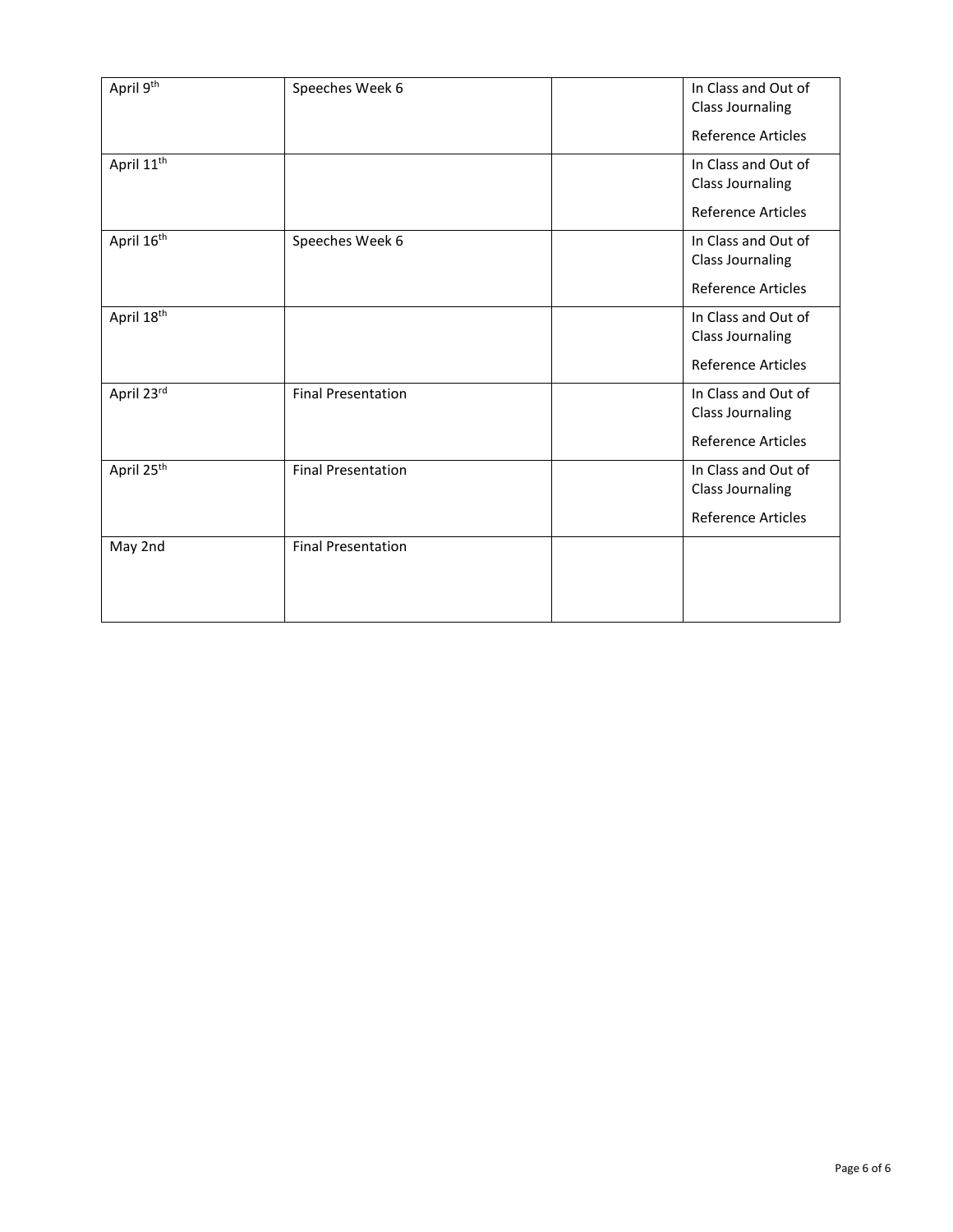| | | | |
|---|---|---|---|
| April 9th | Speeches Week 6 | | In Class and Out of Class Journaling<br><br>Reference Articles |
| April 11th | | | In Class and Out of Class Journaling<br><br>Reference Articles |
| April 16th | Speeches Week 6 | | In Class and Out of Class Journaling<br><br>Reference Articles |
| April 18th | | | In Class and Out of Class Journaling<br><br>Reference Articles |
| April 23rd | Final Presentation | | In Class and Out of Class Journaling<br><br>Reference Articles |
| April 25th | Final Presentation | | In Class and Out of Class Journaling<br><br>Reference Articles |
| May 2nd | Final Presentation | | |